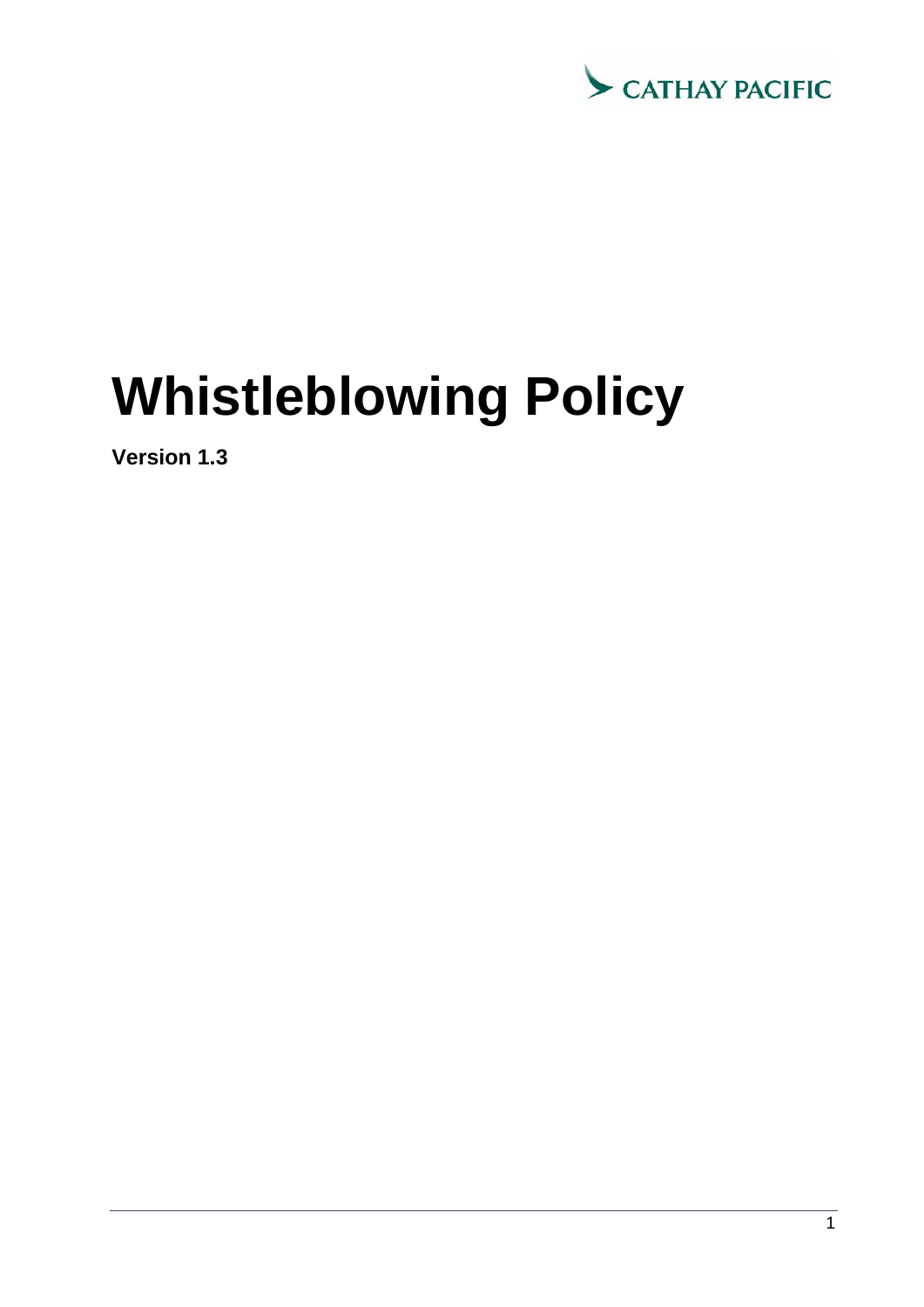CATHAY PACIFIC

# Whistleblowing Policy

**Version 1.3**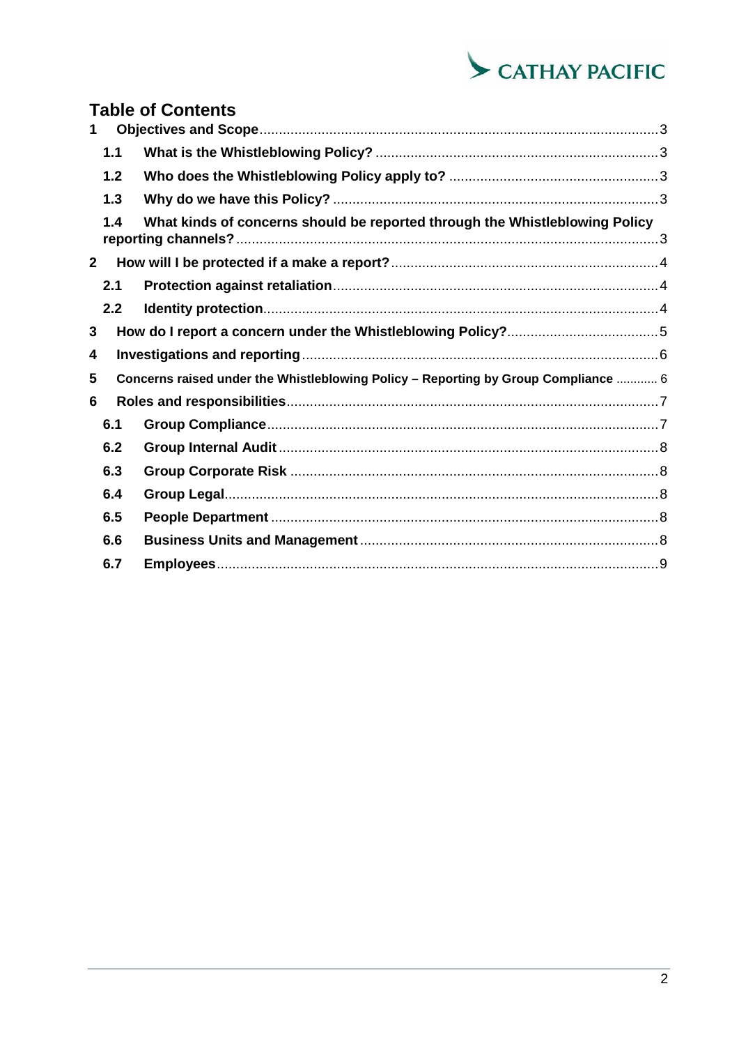# Table of Contents

1 Objectives and Scope ... 3
  - 1.1 What is the Whistleblowing Policy? ... 3
  - 1.2 Who does the Whistleblowing Policy apply to? ... 3
  - 1.3 Why do we have this Policy? ... 3
  - 1.4 What kinds of concerns should be reported through the Whistleblowing Policy reporting channels? ... 3

2 How will I be protected if a make a report? ... 4
  - 2.1 Protection against retaliation ... 4
  - 2.2 Identity protection ... 4

3 How do I report a concern under the Whistleblowing Policy? ... 5

4 Investigations and reporting ... 6

5 Concerns raised under the Whistleblowing Policy – Reporting by Group Compliance ... 6

6 Roles and responsibilities ... 7
  - 6.1 Group Compliance ... 7
  - 6.2 Group Internal Audit ... 8
  - 6.3 Group Corporate Risk ... 8
  - 6.4 Group Legal ... 8
  - 6.5 People Department ... 8
  - 6.6 Business Units and Management ... 8
  - 6.7 Employees ... 9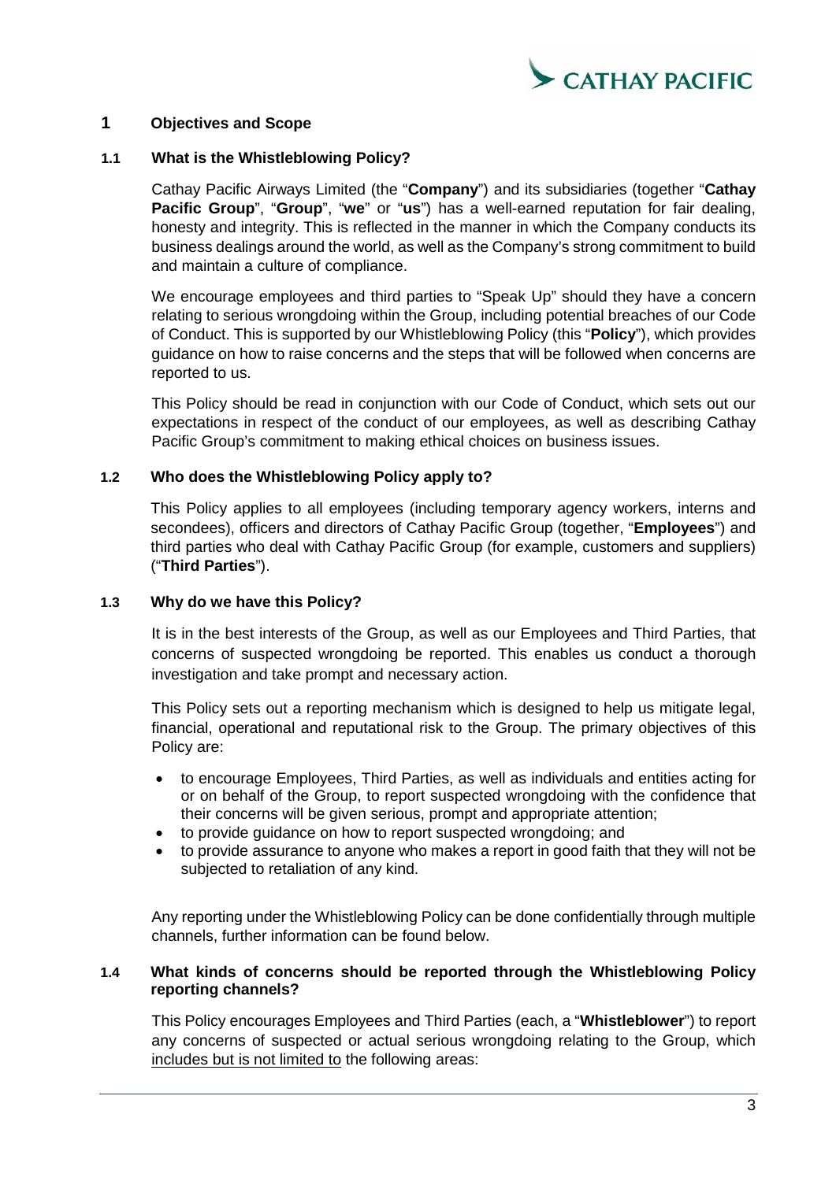# 1 Objectives and Scope

## 1.1 What is the Whistleblowing Policy?

Cathay Pacific Airways Limited (the "**Company**") and its subsidiaries (together "**Cathay Pacific Group**", "**Group**", "**we**" or "**us**") has a well-earned reputation for fair dealing, honesty and integrity. This is reflected in the manner in which the Company conducts its business dealings around the world, as well as the Company's strong commitment to build and maintain a culture of compliance.

We encourage employees and third parties to "Speak Up" should they have a concern relating to serious wrongdoing within the Group, including potential breaches of our Code of Conduct. This is supported by our Whistleblowing Policy (this "**Policy**"), which provides guidance on how to raise concerns and the steps that will be followed when concerns are reported to us.

This Policy should be read in conjunction with our Code of Conduct, which sets out our expectations in respect of the conduct of our employees, as well as describing Cathay Pacific Group's commitment to making ethical choices on business issues.

## 1.2 Who does the Whistleblowing Policy apply to?

This Policy applies to all employees (including temporary agency workers, interns and secondees), officers and directors of Cathay Pacific Group (together, "**Employees**") and third parties who deal with Cathay Pacific Group (for example, customers and suppliers) ("**Third Parties**").

## 1.3 Why do we have this Policy?

It is in the best interests of the Group, as well as our Employees and Third Parties, that concerns of suspected wrongdoing be reported. This enables us conduct a thorough investigation and take prompt and necessary action.

This Policy sets out a reporting mechanism which is designed to help us mitigate legal, financial, operational and reputational risk to the Group. The primary objectives of this Policy are:

- to encourage Employees, Third Parties, as well as individuals and entities acting for or on behalf of the Group, to report suspected wrongdoing with the confidence that their concerns will be given serious, prompt and appropriate attention;
- to provide guidance on how to report suspected wrongdoing; and
- to provide assurance to anyone who makes a report in good faith that they will not be subjected to retaliation of any kind.

Any reporting under the Whistleblowing Policy can be done confidentially through multiple channels, further information can be found below.

## 1.4 What kinds of concerns should be reported through the Whistleblowing Policy reporting channels?

This Policy encourages Employees and Third Parties (each, a "**Whistleblower**") to report any concerns of suspected or actual serious wrongdoing relating to the Group, which <u>includes but is not limited to</u> the following areas: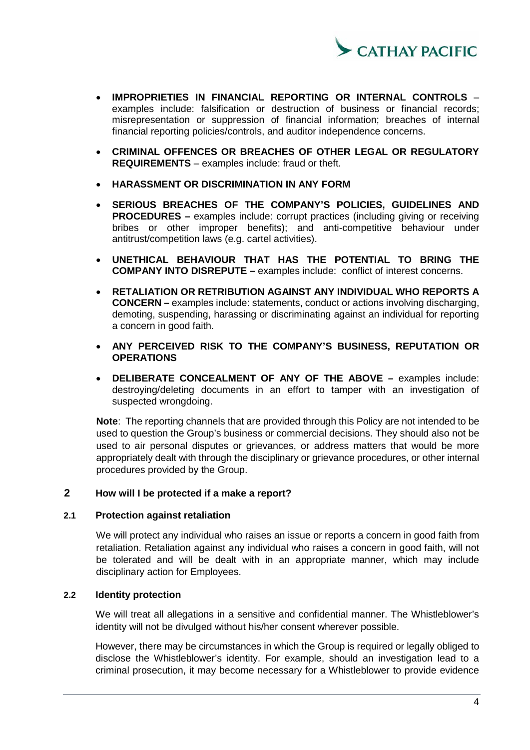- **IMPROPRIETIES IN FINANCIAL REPORTING OR INTERNAL CONTROLS** – examples include: falsification or destruction of business or financial records; misrepresentation or suppression of financial information; breaches of internal financial reporting policies/controls, and auditor independence concerns.
- **CRIMINAL OFFENCES OR BREACHES OF OTHER LEGAL OR REGULATORY REQUIREMENTS** – examples include: fraud or theft.
- **HARASSMENT OR DISCRIMINATION IN ANY FORM**
- **SERIOUS BREACHES OF THE COMPANY'S POLICIES, GUIDELINES AND PROCEDURES –** examples include: corrupt practices (including giving or receiving bribes or other improper benefits); and anti-competitive behaviour under antitrust/competition laws (e.g. cartel activities).
- **UNETHICAL BEHAVIOUR THAT HAS THE POTENTIAL TO BRING THE COMPANY INTO DISREPUTE –** examples include: conflict of interest concerns.
- **RETALIATION OR RETRIBUTION AGAINST ANY INDIVIDUAL WHO REPORTS A CONCERN –** examples include: statements, conduct or actions involving discharging, demoting, suspending, harassing or discriminating against an individual for reporting a concern in good faith.
- **ANY PERCEIVED RISK TO THE COMPANY'S BUSINESS, REPUTATION OR OPERATIONS**
- **DELIBERATE CONCEALMENT OF ANY OF THE ABOVE –** examples include: destroying/deleting documents in an effort to tamper with an investigation of suspected wrongdoing.

**Note**: The reporting channels that are provided through this Policy are not intended to be used to question the Group's business or commercial decisions. They should also not be used to air personal disputes or grievances, or address matters that would be more appropriately dealt with through the disciplinary or grievance procedures, or other internal procedures provided by the Group.

## 2 How will I be protected if a make a report?

### 2.1 Protection against retaliation

We will protect any individual who raises an issue or reports a concern in good faith from retaliation. Retaliation against any individual who raises a concern in good faith, will not be tolerated and will be dealt with in an appropriate manner, which may include disciplinary action for Employees.

### 2.2 Identity protection

We will treat all allegations in a sensitive and confidential manner. The Whistleblower's identity will not be divulged without his/her consent wherever possible.

However, there may be circumstances in which the Group is required or legally obliged to disclose the Whistleblower's identity. For example, should an investigation lead to a criminal prosecution, it may become necessary for a Whistleblower to provide evidence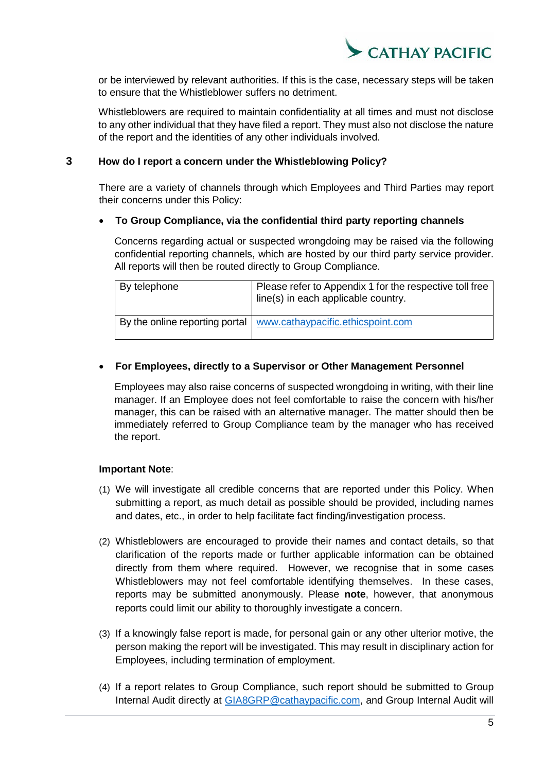or be interviewed by relevant authorities. If this is the case, necessary steps will be taken to ensure that the Whistleblower suffers no detriment.

Whistleblowers are required to maintain confidentiality at all times and must not disclose to any other individual that they have filed a report. They must also not disclose the nature of the report and the identities of any other individuals involved.

## 3 How do I report a concern under the Whistleblowing Policy?

There are a variety of channels through which Employees and Third Parties may report their concerns under this Policy:

- **To Group Compliance, via the confidential third party reporting channels**

  Concerns regarding actual or suspected wrongdoing may be raised via the following confidential reporting channels, which are hosted by our third party service provider. All reports will then be routed directly to Group Compliance.

| | |
|---|---|
| By telephone | Please refer to Appendix 1 for the respective toll free line(s) in each applicable country. |
| By the online reporting portal | www.cathaypacific.ethicspoint.com |

- **For Employees, directly to a Supervisor or Other Management Personnel**

  Employees may also raise concerns of suspected wrongdoing in writing, with their line manager. If an Employee does not feel comfortable to raise the concern with his/her manager, this can be raised with an alternative manager. The matter should then be immediately referred to Group Compliance team by the manager who has received the report.

**Important Note**:

(1) We will investigate all credible concerns that are reported under this Policy. When submitting a report, as much detail as possible should be provided, including names and dates, etc., in order to help facilitate fact finding/investigation process.

(2) Whistleblowers are encouraged to provide their names and contact details, so that clarification of the reports made or further applicable information can be obtained directly from them where required. However, we recognise that in some cases Whistleblowers may not feel comfortable identifying themselves. In these cases, reports may be submitted anonymously. Please **note**, however, that anonymous reports could limit our ability to thoroughly investigate a concern.

(3) If a knowingly false report is made, for personal gain or any other ulterior motive, the person making the report will be investigated. This may result in disciplinary action for Employees, including termination of employment.

(4) If a report relates to Group Compliance, such report should be submitted to Group Internal Audit directly at GIA8GRP@cathaypacific.com, and Group Internal Audit will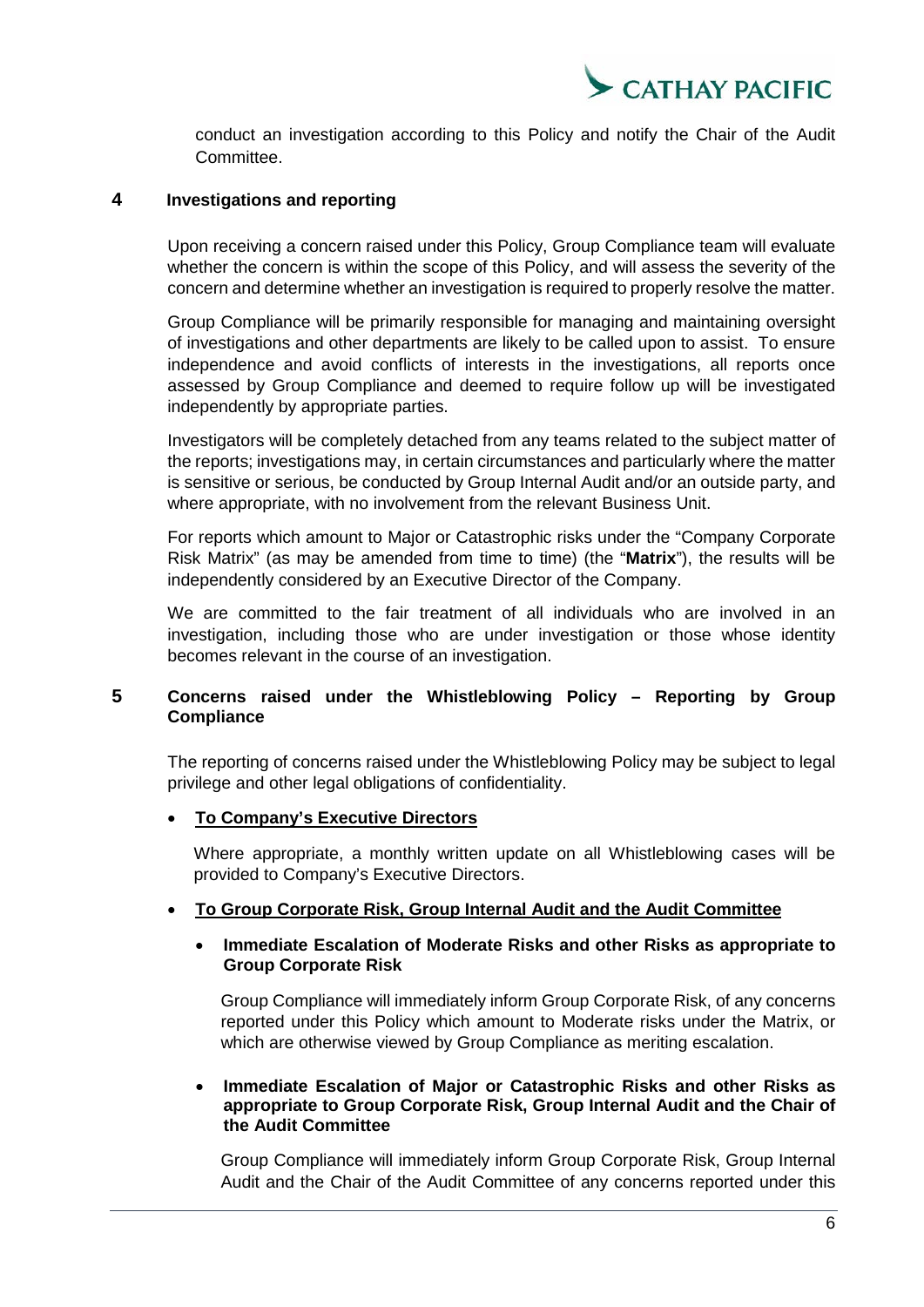conduct an investigation according to this Policy and notify the Chair of the Audit Committee.

## 4 Investigations and reporting

Upon receiving a concern raised under this Policy, Group Compliance team will evaluate whether the concern is within the scope of this Policy, and will assess the severity of the concern and determine whether an investigation is required to properly resolve the matter.

Group Compliance will be primarily responsible for managing and maintaining oversight of investigations and other departments are likely to be called upon to assist. To ensure independence and avoid conflicts of interests in the investigations, all reports once assessed by Group Compliance and deemed to require follow up will be investigated independently by appropriate parties.

Investigators will be completely detached from any teams related to the subject matter of the reports; investigations may, in certain circumstances and particularly where the matter is sensitive or serious, be conducted by Group Internal Audit and/or an outside party, and where appropriate, with no involvement from the relevant Business Unit.

For reports which amount to Major or Catastrophic risks under the "Company Corporate Risk Matrix" (as may be amended from time to time) (the "**Matrix**"), the results will be independently considered by an Executive Director of the Company.

We are committed to the fair treatment of all individuals who are involved in an investigation, including those who are under investigation or those whose identity becomes relevant in the course of an investigation.

## 5 Concerns raised under the Whistleblowing Policy – Reporting by Group Compliance

The reporting of concerns raised under the Whistleblowing Policy may be subject to legal privilege and other legal obligations of confidentiality.

- **<u>To Company's Executive Directors</u>**

  Where appropriate, a monthly written update on all Whistleblowing cases will be provided to Company's Executive Directors.

- **<u>To Group Corporate Risk, Group Internal Audit and the Audit Committee</u>**

  - **Immediate Escalation of Moderate Risks and other Risks as appropriate to Group Corporate Risk**

    Group Compliance will immediately inform Group Corporate Risk, of any concerns reported under this Policy which amount to Moderate risks under the Matrix, or which are otherwise viewed by Group Compliance as meriting escalation.

  - **Immediate Escalation of Major or Catastrophic Risks and other Risks as appropriate to Group Corporate Risk, Group Internal Audit and the Chair of the Audit Committee**

    Group Compliance will immediately inform Group Corporate Risk, Group Internal Audit and the Chair of the Audit Committee of any concerns reported under this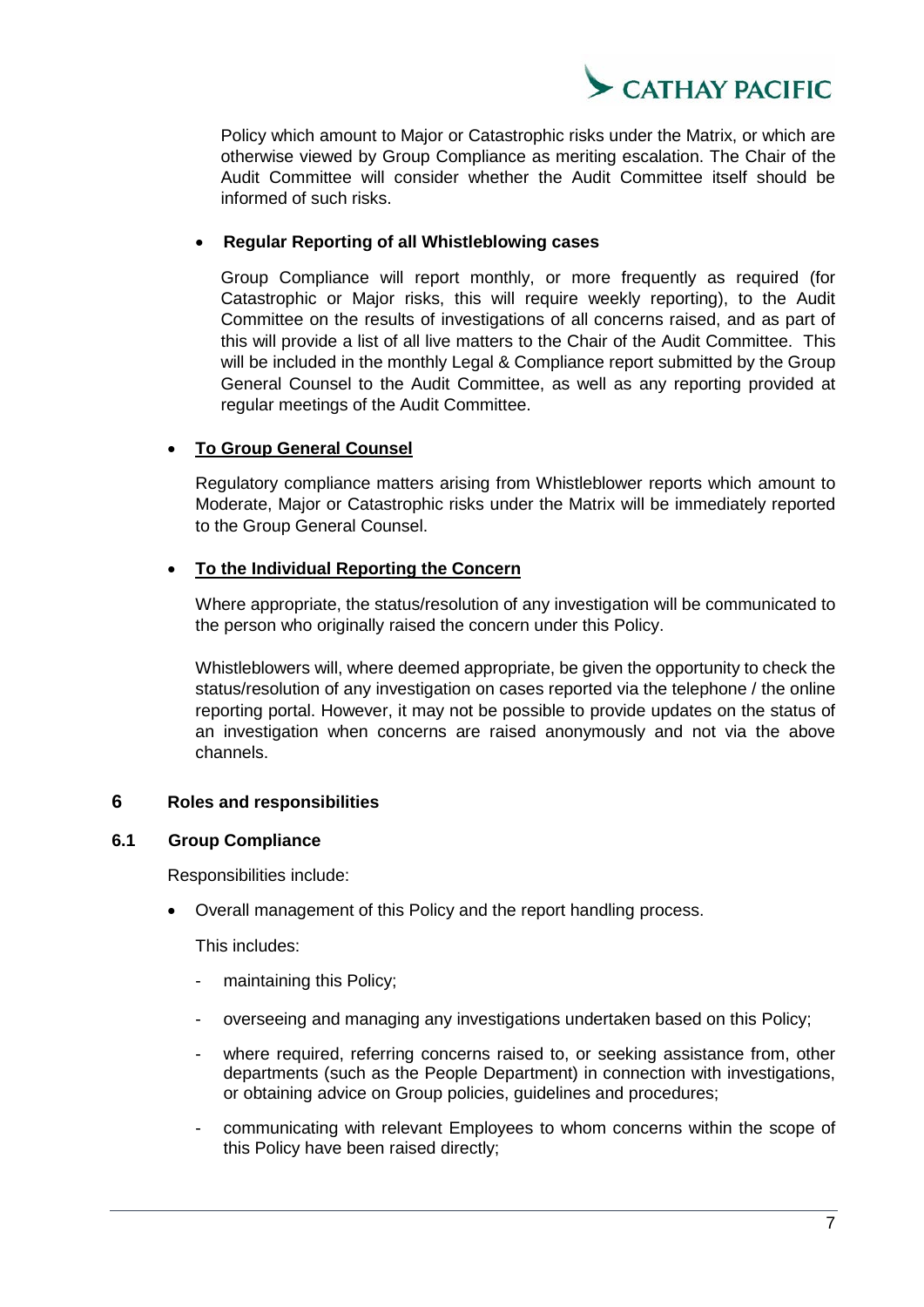Policy which amount to Major or Catastrophic risks under the Matrix, or which are otherwise viewed by Group Compliance as meriting escalation. The Chair of the Audit Committee will consider whether the Audit Committee itself should be informed of such risks.

- **Regular Reporting of all Whistleblowing cases**

  Group Compliance will report monthly, or more frequently as required (for Catastrophic or Major risks, this will require weekly reporting), to the Audit Committee on the results of investigations of all concerns raised, and as part of this will provide a list of all live matters to the Chair of the Audit Committee. This will be included in the monthly Legal & Compliance report submitted by the Group General Counsel to the Audit Committee, as well as any reporting provided at regular meetings of the Audit Committee.

- **<u>To Group General Counsel</u>**

  Regulatory compliance matters arising from Whistleblower reports which amount to Moderate, Major or Catastrophic risks under the Matrix will be immediately reported to the Group General Counsel.

- **<u>To the Individual Reporting the Concern</u>**

  Where appropriate, the status/resolution of any investigation will be communicated to the person who originally raised the concern under this Policy.

  Whistleblowers will, where deemed appropriate, be given the opportunity to check the status/resolution of any investigation on cases reported via the telephone / the online reporting portal. However, it may not be possible to provide updates on the status of an investigation when concerns are raised anonymously and not via the above channels.

## 6 Roles and responsibilities

### 6.1 Group Compliance

Responsibilities include:

- Overall management of this Policy and the report handling process.

  This includes:

  - maintaining this Policy;
  - overseeing and managing any investigations undertaken based on this Policy;
  - where required, referring concerns raised to, or seeking assistance from, other departments (such as the People Department) in connection with investigations, or obtaining advice on Group policies, guidelines and procedures;
  - communicating with relevant Employees to whom concerns within the scope of this Policy have been raised directly;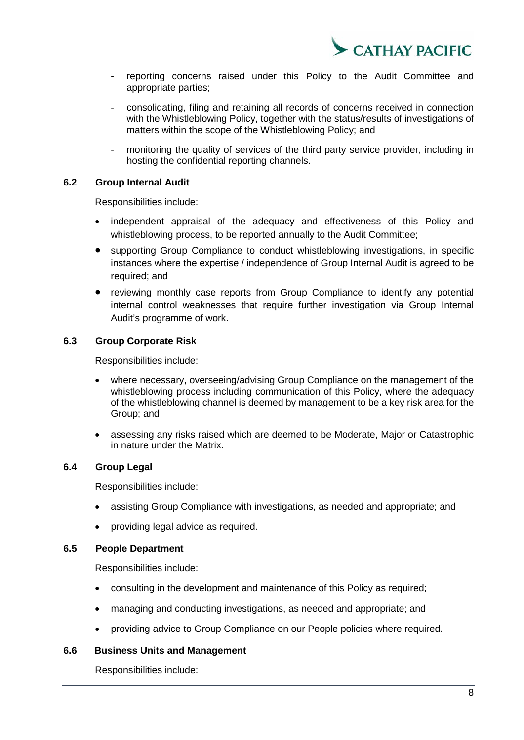- reporting concerns raised under this Policy to the Audit Committee and appropriate parties;

- consolidating, filing and retaining all records of concerns received in connection with the Whistleblowing Policy, together with the status/results of investigations of matters within the scope of the Whistleblowing Policy; and

- monitoring the quality of services of the third party service provider, including in hosting the confidential reporting channels.

### 6.2 Group Internal Audit

Responsibilities include:

- independent appraisal of the adequacy and effectiveness of this Policy and whistleblowing process, to be reported annually to the Audit Committee;
- supporting Group Compliance to conduct whistleblowing investigations, in specific instances where the expertise / independence of Group Internal Audit is agreed to be required; and
- reviewing monthly case reports from Group Compliance to identify any potential internal control weaknesses that require further investigation via Group Internal Audit's programme of work.

### 6.3 Group Corporate Risk

Responsibilities include:

- where necessary, overseeing/advising Group Compliance on the management of the whistleblowing process including communication of this Policy, where the adequacy of the whistleblowing channel is deemed by management to be a key risk area for the Group; and
- assessing any risks raised which are deemed to be Moderate, Major or Catastrophic in nature under the Matrix.

### 6.4 Group Legal

Responsibilities include:

- assisting Group Compliance with investigations, as needed and appropriate; and
- providing legal advice as required.

### 6.5 People Department

Responsibilities include:

- consulting in the development and maintenance of this Policy as required;
- managing and conducting investigations, as needed and appropriate; and
- providing advice to Group Compliance on our People policies where required.

### 6.6 Business Units and Management

Responsibilities include: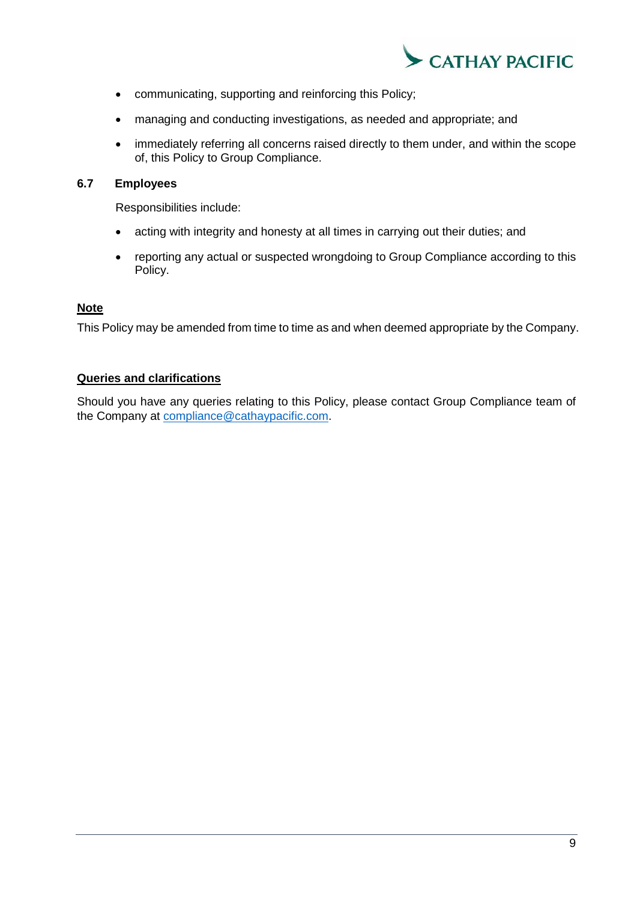- communicating, supporting and reinforcing this Policy;
- managing and conducting investigations, as needed and appropriate; and
- immediately referring all concerns raised directly to them under, and within the scope of, this Policy to Group Compliance.

### 6.7 Employees

Responsibilities include:

- acting with integrity and honesty at all times in carrying out their duties; and
- reporting any actual or suspected wrongdoing to Group Compliance according to this Policy.

**Note**

This Policy may be amended from time to time as and when deemed appropriate by the Company.

**Queries and clarifications**

Should you have any queries relating to this Policy, please contact Group Compliance team of the Company at compliance@cathaypacific.com.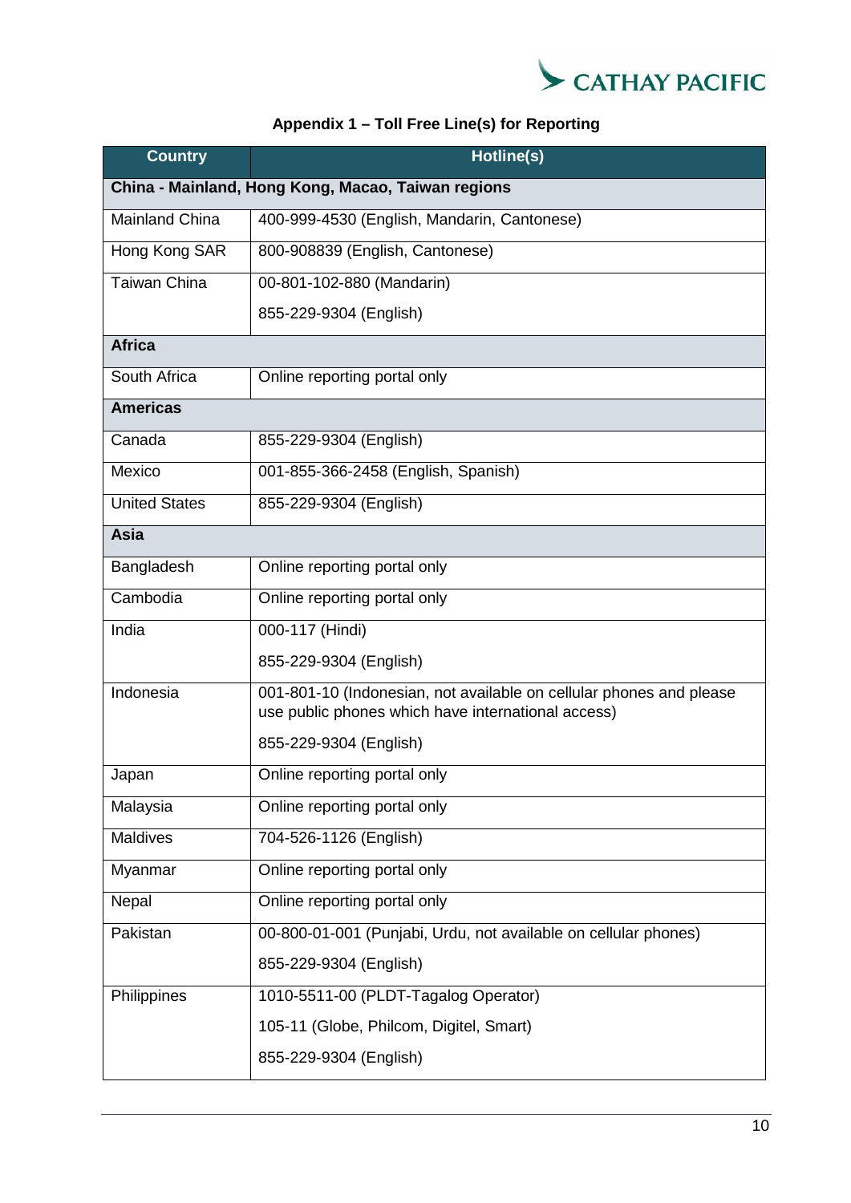## Appendix 1 – Toll Free Line(s) for Reporting

| Country | Hotline(s) |
|---|---|
| **China - Mainland, Hong Kong, Macao, Taiwan regions** | |
| Mainland China | 400-999-4530 (English, Mandarin, Cantonese) |
| Hong Kong SAR | 800-908839 (English, Cantonese) |
| Taiwan China | 00-801-102-880 (Mandarin)<br>855-229-9304 (English) |
| **Africa** | |
| South Africa | Online reporting portal only |
| **Americas** | |
| Canada | 855-229-9304 (English) |
| Mexico | 001-855-366-2458 (English, Spanish) |
| United States | 855-229-9304 (English) |
| **Asia** | |
| Bangladesh | Online reporting portal only |
| Cambodia | Online reporting portal only |
| India | 000-117 (Hindi)<br>855-229-9304 (English) |
| Indonesia | 001-801-10 (Indonesian, not available on cellular phones and please use public phones which have international access)<br>855-229-9304 (English) |
| Japan | Online reporting portal only |
| Malaysia | Online reporting portal only |
| Maldives | 704-526-1126 (English) |
| Myanmar | Online reporting portal only |
| Nepal | Online reporting portal only |
| Pakistan | 00-800-01-001 (Punjabi, Urdu, not available on cellular phones)<br>855-229-9304 (English) |
| Philippines | 1010-5511-00 (PLDT-Tagalog Operator)<br>105-11 (Globe, Philcom, Digitel, Smart)<br>855-229-9304 (English) |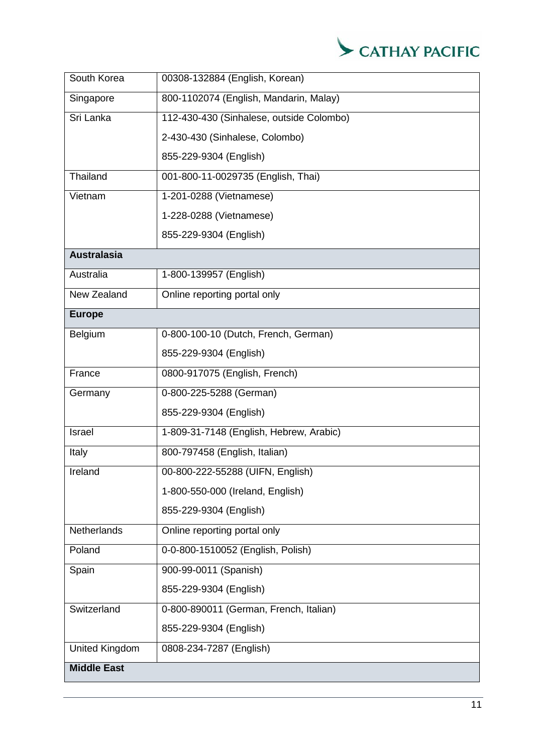| | |
|---|---|
| South Korea | 00308-132884 (English, Korean) |
| Singapore | 800-1102074 (English, Mandarin, Malay) |
| Sri Lanka | 112-430-430 (Sinhalese, outside Colombo)<br>2-430-430 (Sinhalese, Colombo)<br>855-229-9304 (English) |
| Thailand | 001-800-11-0029735 (English, Thai) |
| Vietnam | 1-201-0288 (Vietnamese)<br>1-228-0288 (Vietnamese)<br>855-229-9304 (English) |
| **Australasia** | |
| Australia | 1-800-139957 (English) |
| New Zealand | Online reporting portal only |
| **Europe** | |
| Belgium | 0-800-100-10 (Dutch, French, German)<br>855-229-9304 (English) |
| France | 0800-917075 (English, French) |
| Germany | 0-800-225-5288 (German)<br>855-229-9304 (English) |
| Israel | 1-809-31-7148 (English, Hebrew, Arabic) |
| Italy | 800-797458 (English, Italian) |
| Ireland | 00-800-222-55288 (UIFN, English)<br>1-800-550-000 (Ireland, English)<br>855-229-9304 (English) |
| Netherlands | Online reporting portal only |
| Poland | 0-0-800-1510052 (English, Polish) |
| Spain | 900-99-0011 (Spanish)<br>855-229-9304 (English) |
| Switzerland | 0-800-890011 (German, French, Italian)<br>855-229-9304 (English) |
| United Kingdom | 0808-234-7287 (English) |
| **Middle East** | |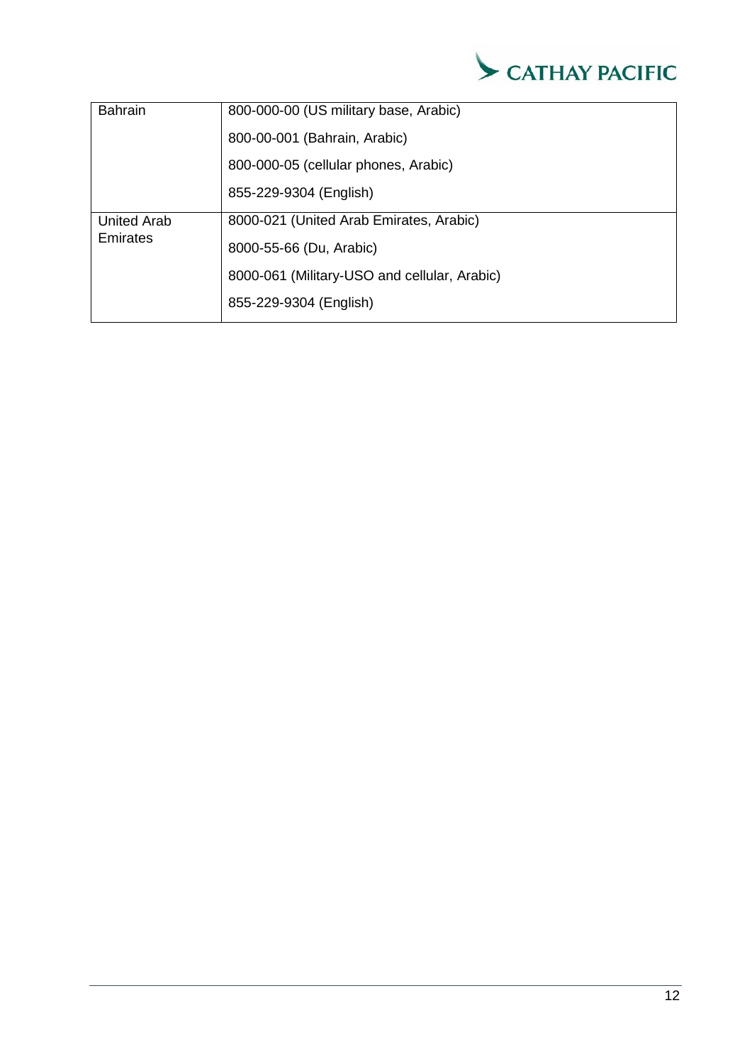| | |
|---|---|
| Bahrain | 800-000-00 (US military base, Arabic)<br>800-00-001 (Bahrain, Arabic)<br>800-000-05 (cellular phones, Arabic)<br>855-229-9304 (English) |
| United Arab Emirates | 8000-021 (United Arab Emirates, Arabic)<br>8000-55-66 (Du, Arabic)<br>8000-061 (Military-USO and cellular, Arabic)<br>855-229-9304 (English) |